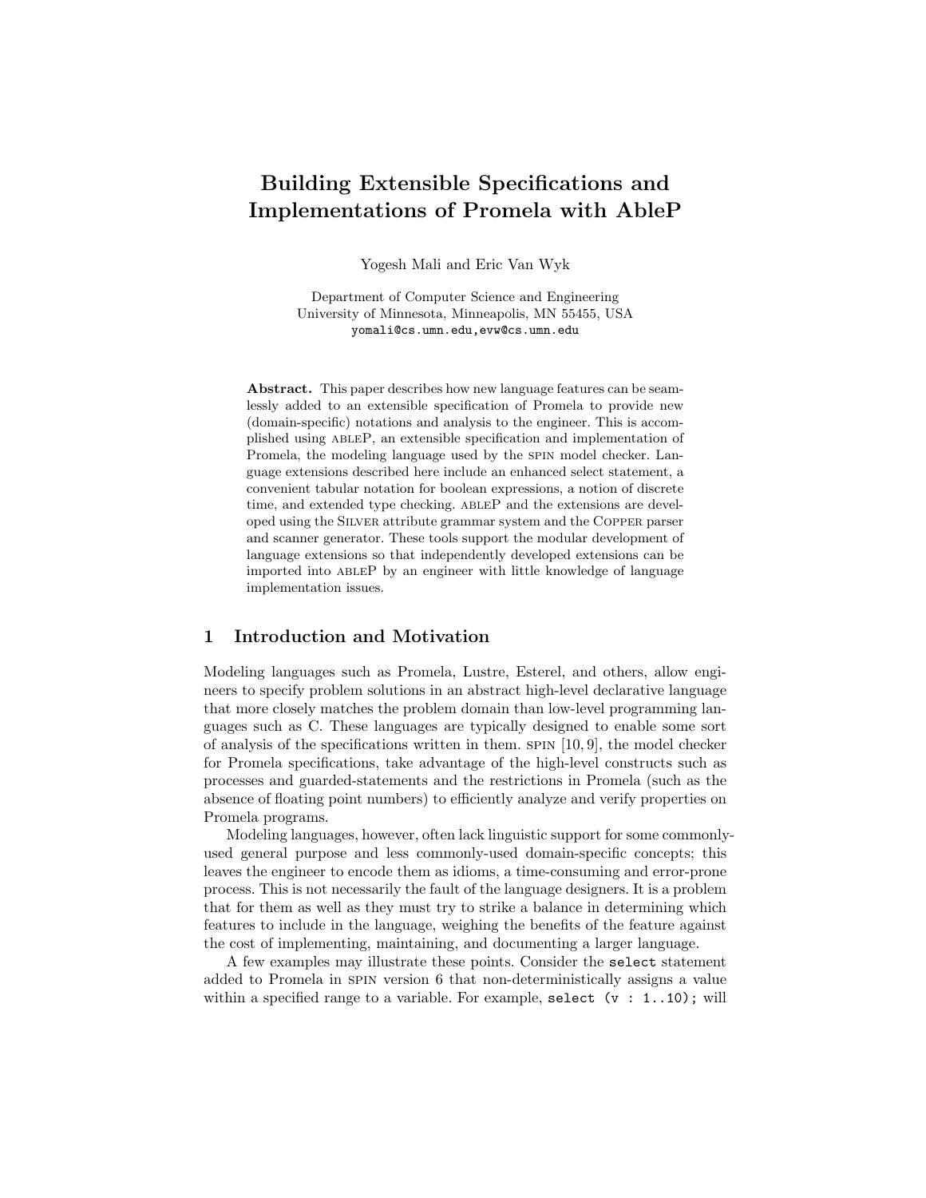# Building Extensible Specifications and Implementations of Promela with AbleP

Yogesh Mali and Eric Van Wyk

Department of Computer Science and Engineering
University of Minnesota, Minneapolis, MN 55455, USA
yomali@cs.umn.edu,evw@cs.umn.edu

**Abstract.** This paper describes how new language features can be seamlessly added to an extensible specification of Promela to provide new (domain-specific) notations and analysis to the engineer. This is accomplished using ABLEP, an extensible specification and implementation of Promela, the modeling language used by the SPIN model checker. Language extensions described here include an enhanced select statement, a convenient tabular notation for boolean expressions, a notion of discrete time, and extended type checking. ABLEP and the extensions are developed using the SILVER attribute grammar system and the COPPER parser and scanner generator. These tools support the modular development of language extensions so that independently developed extensions can be imported into ABLEP by an engineer with little knowledge of language implementation issues.

## 1 Introduction and Motivation

Modeling languages such as Promela, Lustre, Esterel, and others, allow engineers to specify problem solutions in an abstract high-level declarative language that more closely matches the problem domain than low-level programming languages such as C. These languages are typically designed to enable some sort of analysis of the specifications written in them. SPIN [10, 9], the model checker for Promela specifications, take advantage of the high-level constructs such as processes and guarded-statements and the restrictions in Promela (such as the absence of floating point numbers) to efficiently analyze and verify properties on Promela programs.

Modeling languages, however, often lack linguistic support for some commonly-used general purpose and less commonly-used domain-specific concepts; this leaves the engineer to encode them as idioms, a time-consuming and error-prone process. This is not necessarily the fault of the language designers. It is a problem that for them as well as they must try to strike a balance in determining which features to include in the language, weighing the benefits of the feature against the cost of implementing, maintaining, and documenting a larger language.

A few examples may illustrate these points. Consider the `select` statement added to Promela in SPIN version 6 that non-deterministically assigns a value within a specified range to a variable. For example, `select (v : 1..10);` will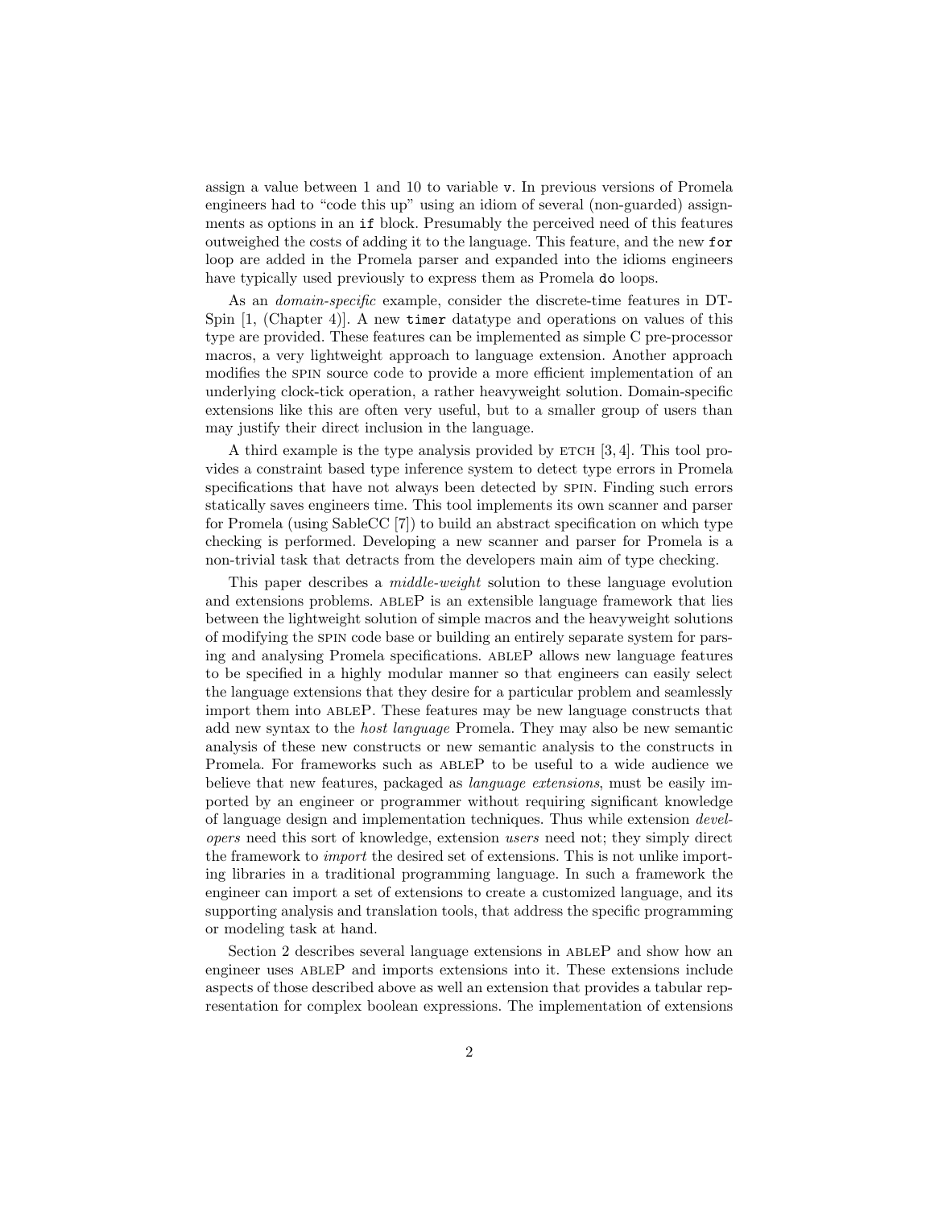assign a value between 1 and 10 to variable `v`. In previous versions of Promela engineers had to "code this up" using an idiom of several (non-guarded) assignments as options in an `if` block. Presumably the perceived need of this features outweighed the costs of adding it to the language. This feature, and the new `for` loop are added in the Promela parser and expanded into the idioms engineers have typically used previously to express them as Promela `do` loops.

As an *domain-specific* example, consider the discrete-time features in DT-Spin [1, (Chapter 4)]. A new `timer` datatype and operations on values of this type are provided. These features can be implemented as simple C pre-processor macros, a very lightweight approach to language extension. Another approach modifies the SPIN source code to provide a more efficient implementation of an underlying clock-tick operation, a rather heavyweight solution. Domain-specific extensions like this are often very useful, but to a smaller group of users than may justify their direct inclusion in the language.

A third example is the type analysis provided by ETCH [3, 4]. This tool provides a constraint based type inference system to detect type errors in Promela specifications that have not always been detected by SPIN. Finding such errors statically saves engineers time. This tool implements its own scanner and parser for Promela (using SableCC [7]) to build an abstract specification on which type checking is performed. Developing a new scanner and parser for Promela is a non-trivial task that detracts from the developers main aim of type checking.

This paper describes a *middle-weight* solution to these language evolution and extensions problems. ABLEP is an extensible language framework that lies between the lightweight solution of simple macros and the heavyweight solutions of modifying the SPIN code base or building an entirely separate system for parsing and analysing Promela specifications. ABLEP allows new language features to be specified in a highly modular manner so that engineers can easily select the language extensions that they desire for a particular problem and seamlessly import them into ABLEP. These features may be new language constructs that add new syntax to the *host language* Promela. They may also be new semantic analysis of these new constructs or new semantic analysis to the constructs in Promela. For frameworks such as ABLEP to be useful to a wide audience we believe that new features, packaged as *language extensions*, must be easily imported by an engineer or programmer without requiring significant knowledge of language design and implementation techniques. Thus while extension *developers* need this sort of knowledge, extension *users* need not; they simply direct the framework to *import* the desired set of extensions. This is not unlike importing libraries in a traditional programming language. In such a framework the engineer can import a set of extensions to create a customized language, and its supporting analysis and translation tools, that address the specific programming or modeling task at hand.

Section 2 describes several language extensions in ABLEP and show how an engineer uses ABLEP and imports extensions into it. These extensions include aspects of those described above as well an extension that provides a tabular representation for complex boolean expressions. The implementation of extensions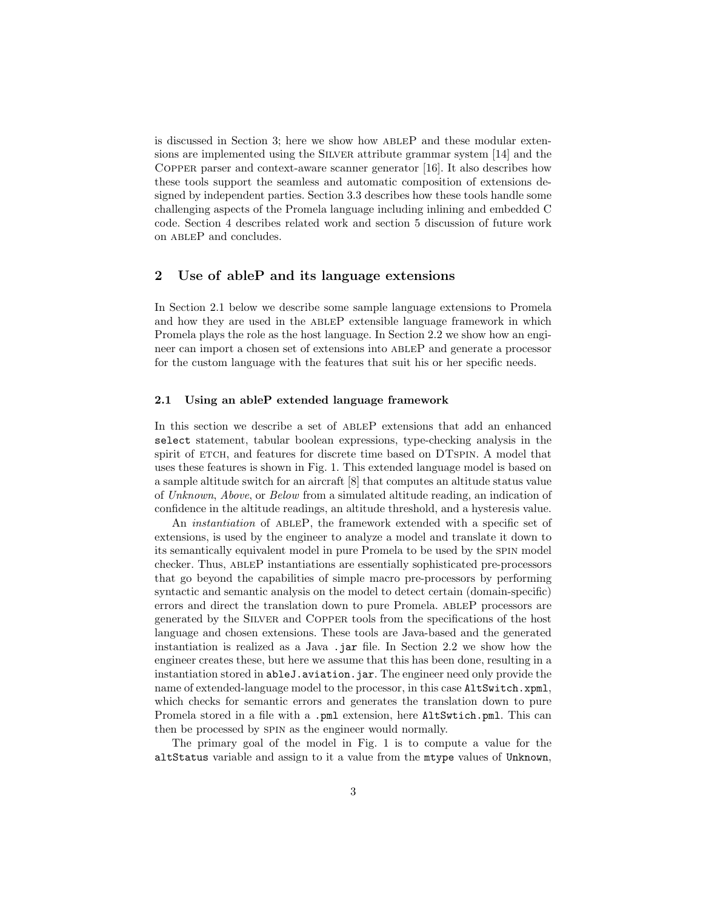is discussed in Section 3; here we show how ableP and these modular extensions are implemented using the Silver attribute grammar system [14] and the Copper parser and context-aware scanner generator [16]. It also describes how these tools support the seamless and automatic composition of extensions designed by independent parties. Section 3.3 describes how these tools handle some challenging aspects of the Promela language including inlining and embedded C code. Section 4 describes related work and section 5 discussion of future work on ableP and concludes.

## 2 Use of ableP and its language extensions

In Section 2.1 below we describe some sample language extensions to Promela and how they are used in the ableP extensible language framework in which Promela plays the role as the host language. In Section 2.2 we show how an engineer can import a chosen set of extensions into ableP and generate a processor for the custom language with the features that suit his or her specific needs.

### 2.1 Using an ableP extended language framework

In this section we describe a set of ableP extensions that add an enhanced `select` statement, tabular boolean expressions, type-checking analysis in the spirit of etch, and features for discrete time based on DTspin. A model that uses these features is shown in Fig. 1. This extended language model is based on a sample altitude switch for an aircraft [8] that computes an altitude status value of *Unknown*, *Above*, or *Below* from a simulated altitude reading, an indication of confidence in the altitude readings, an altitude threshold, and a hysteresis value.

An *instantiation* of ableP, the framework extended with a specific set of extensions, is used by the engineer to analyze a model and translate it down to its semantically equivalent model in pure Promela to be used by the spin model checker. Thus, ableP instantiations are essentially sophisticated pre-processors that go beyond the capabilities of simple macro pre-processors by performing syntactic and semantic analysis on the model to detect certain (domain-specific) errors and direct the translation down to pure Promela. ableP processors are generated by the Silver and Copper tools from the specifications of the host language and chosen extensions. These tools are Java-based and the generated instantiation is realized as a Java `.jar` file. In Section 2.2 we show how the engineer creates these, but here we assume that this has been done, resulting in a instantiation stored in `ableJ.aviation.jar`. The engineer need only provide the name of extended-language model to the processor, in this case `AltSwitch.xpml`, which checks for semantic errors and generates the translation down to pure Promela stored in a file with a `.pml` extension, here `AltSwtich.pml`. This can then be processed by spin as the engineer would normally.

The primary goal of the model in Fig. 1 is to compute a value for the `altStatus` variable and assign to it a value from the `mtype` values of `Unknown`,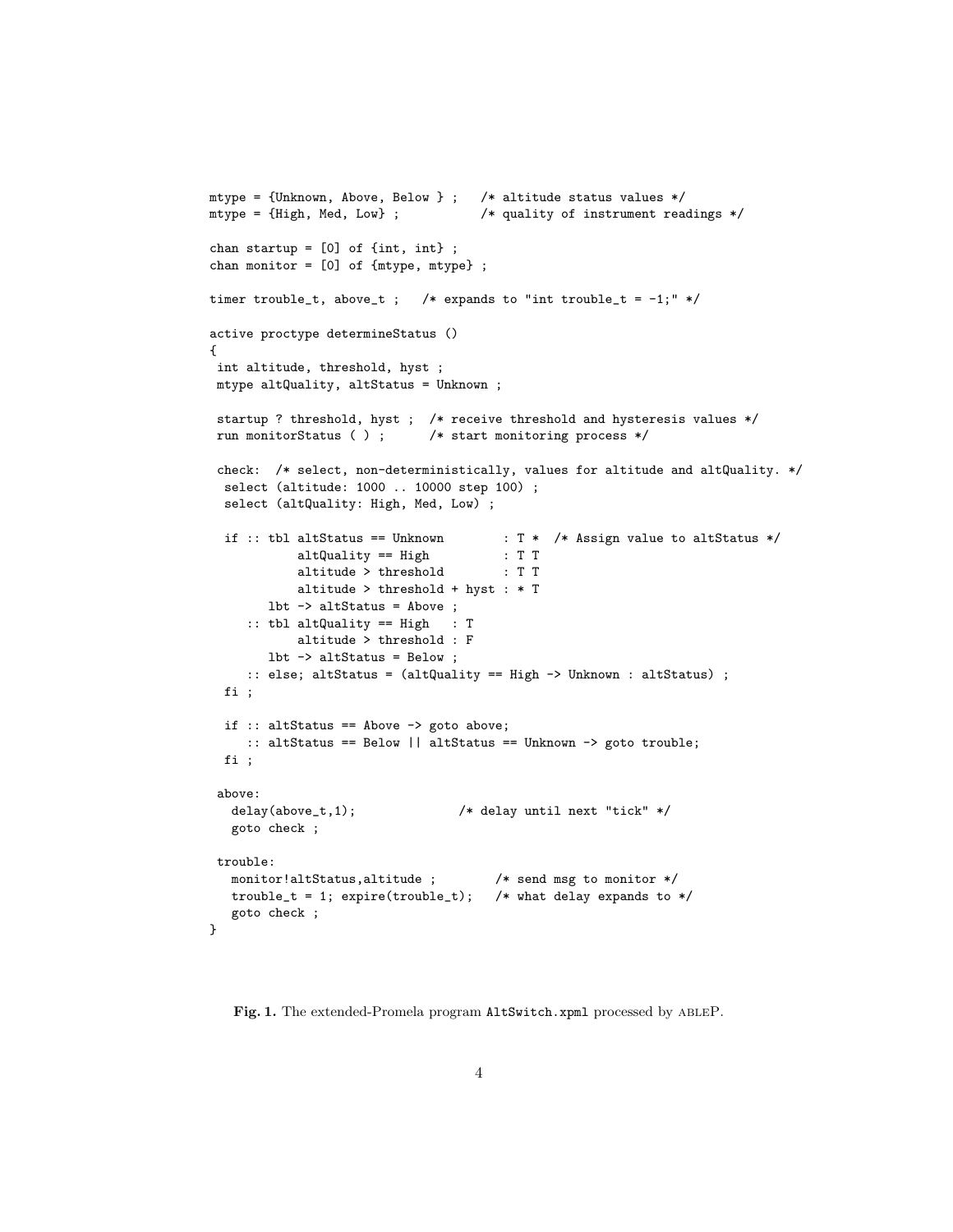```
mtype = {Unknown, Above, Below } ;   /* altitude status values */
mtype = {High, Med, Low} ;           /* quality of instrument readings */

chan startup = [0] of {int, int} ;
chan monitor = [0] of {mtype, mtype} ;

timer trouble_t, above_t ;   /* expands to "int trouble_t = -1;" */

active proctype determineStatus ()
{
 int altitude, threshold, hyst ;
 mtype altQuality, altStatus = Unknown ;

 startup ? threshold, hyst ;  /* receive threshold and hysteresis values */
 run monitorStatus ( ) ;      /* start monitoring process */

 check:  /* select, non-deterministically, values for altitude and altQuality. */
  select (altitude: 1000 .. 10000 step 100) ;
  select (altQuality: High, Med, Low) ;

  if :: tbl altStatus == Unknown        : T *  /* Assign value to altStatus */
            altQuality == High          : T T
            altitude > threshold        : T T
            altitude > threshold + hyst : * T
        lbt -> altStatus = Above ;
     :: tbl altQuality == High   : T
            altitude > threshold : F
        lbt -> altStatus = Below ;
     :: else; altStatus = (altQuality == High -> Unknown : altStatus) ;
  fi ;

  if :: altStatus == Above -> goto above;
     :: altStatus == Below || altStatus == Unknown -> goto trouble;
  fi ;

 above:
   delay(above_t,1);              /* delay until next "tick" */
   goto check ;

 trouble:
   monitor!altStatus,altitude ;        /* send msg to monitor */
   trouble_t = 1; expire(trouble_t);   /* what delay expands to */
   goto check ;
}
```

**Fig. 1.** The extended-Promela program AltSwitch.xpml processed by ableP.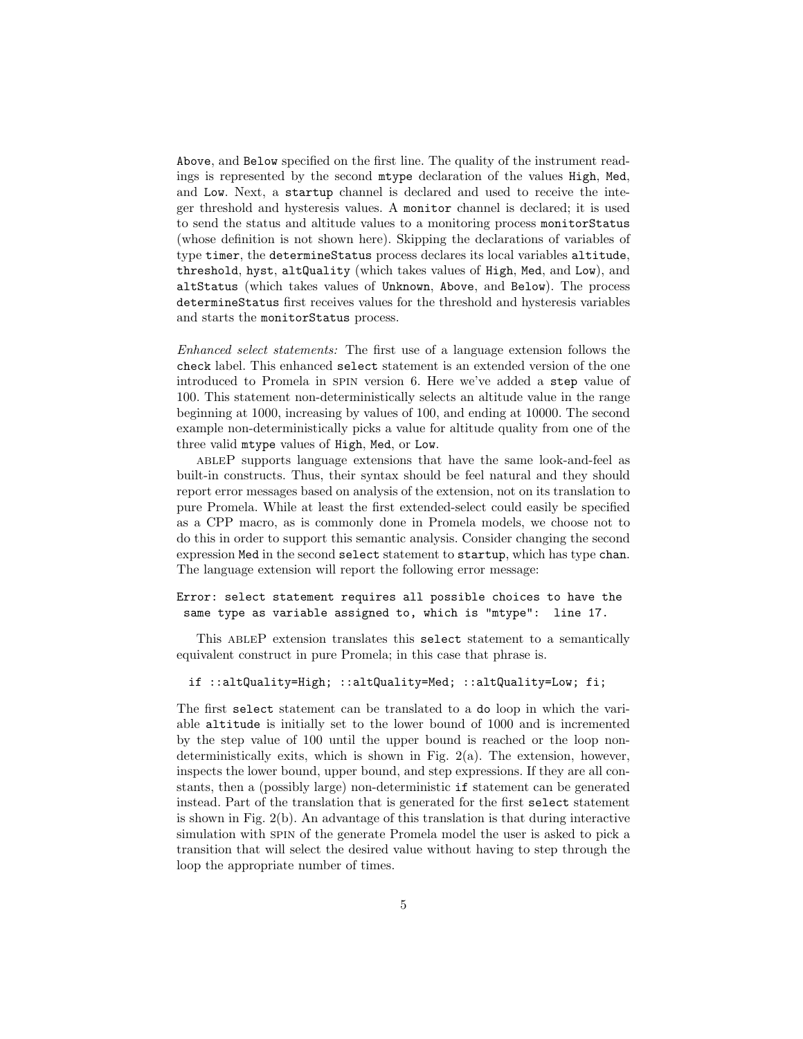Above, and Below specified on the first line. The quality of the instrument readings is represented by the second mtype declaration of the values High, Med, and Low. Next, a startup channel is declared and used to receive the integer threshold and hysteresis values. A monitor channel is declared; it is used to send the status and altitude values to a monitoring process monitorStatus (whose definition is not shown here). Skipping the declarations of variables of type timer, the determineStatus process declares its local variables altitude, threshold, hyst, altQuality (which takes values of High, Med, and Low), and altStatus (which takes values of Unknown, Above, and Below). The process determineStatus first receives values for the threshold and hysteresis variables and starts the monitorStatus process.

*Enhanced select statements:* The first use of a language extension follows the check label. This enhanced select statement is an extended version of the one introduced to Promela in SPIN version 6. Here we've added a step value of 100. This statement non-deterministically selects an altitude value in the range beginning at 1000, increasing by values of 100, and ending at 10000. The second example non-deterministically picks a value for altitude quality from one of the three valid mtype values of High, Med, or Low.

ABLEP supports language extensions that have the same look-and-feel as built-in constructs. Thus, their syntax should be feel natural and they should report error messages based on analysis of the extension, not on its translation to pure Promela. While at least the first extended-select could easily be specified as a CPP macro, as is commonly done in Promela models, we choose not to do this in order to support this semantic analysis. Consider changing the second expression Med in the second select statement to startup, which has type chan. The language extension will report the following error message:

```
Error: select statement requires all possible choices to have the
 same type as variable assigned to, which is "mtype":  line 17.
```

This ABLEP extension translates this select statement to a semantically equivalent construct in pure Promela; in this case that phrase is.

```
if ::altQuality=High; ::altQuality=Med; ::altQuality=Low; fi;
```

The first select statement can be translated to a do loop in which the variable altitude is initially set to the lower bound of 1000 and is incremented by the step value of 100 until the upper bound is reached or the loop non-deterministically exits, which is shown in Fig. 2(a). The extension, however, inspects the lower bound, upper bound, and step expressions. If they are all constants, then a (possibly large) non-deterministic if statement can be generated instead. Part of the translation that is generated for the first select statement is shown in Fig. 2(b). An advantage of this translation is that during interactive simulation with SPIN of the generate Promela model the user is asked to pick a transition that will select the desired value without having to step through the loop the appropriate number of times.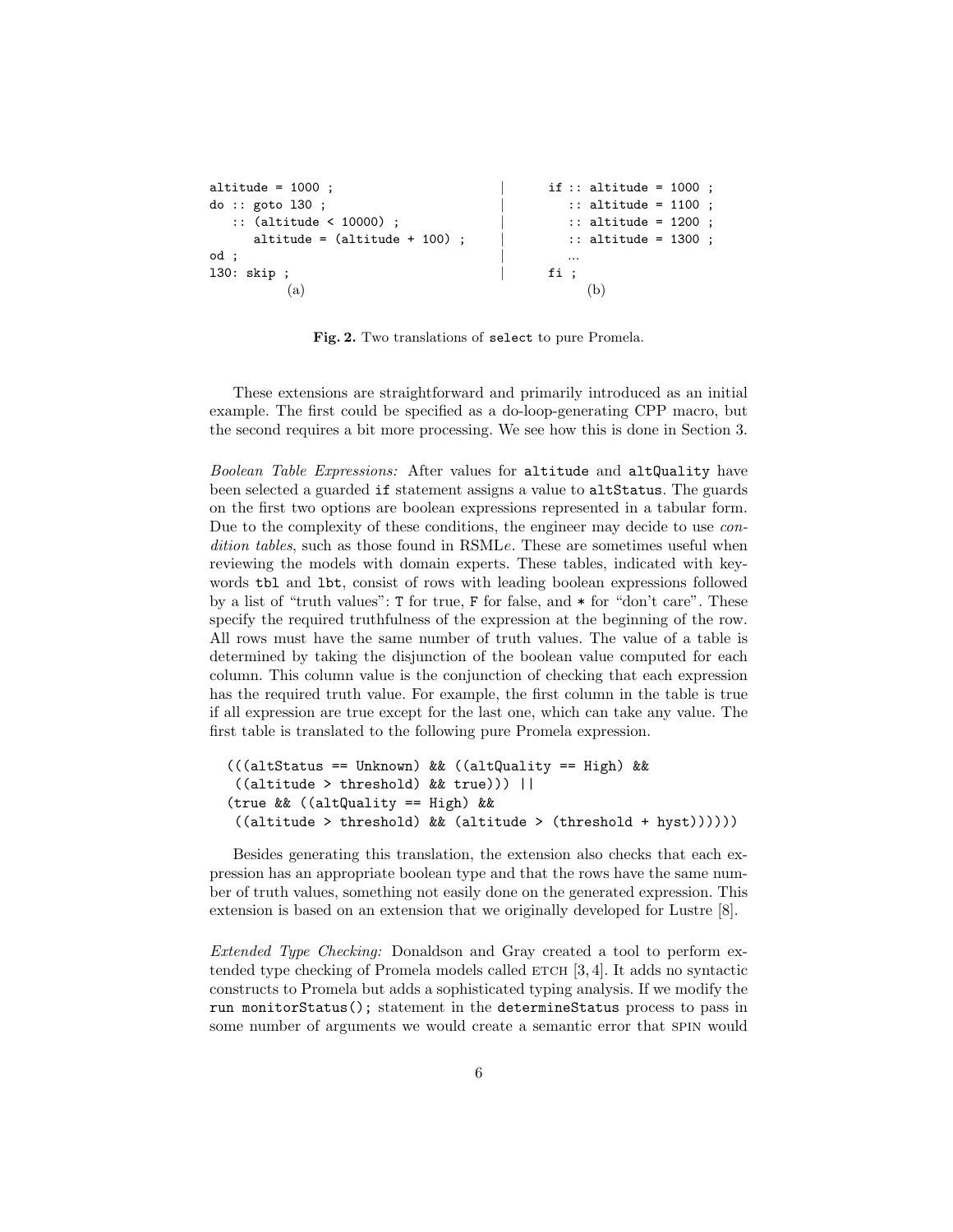```
altitude = 1000 ;                        |     if :: altitude = 1000 ;
do :: goto l30 ;                         |        :: altitude = 1100 ;
   :: (altitude < 10000) ;               |        :: altitude = 1200 ;
      altitude = (altitude + 100) ;      |        :: altitude = 1300 ;
od ;                                     |        ...
l30: skip ;                              |     fi ;
          (a)                                       (b)
```

**Fig. 2.** Two translations of `select` to pure Promela.

These extensions are straightforward and primarily introduced as an initial example. The first could be specified as a do-loop-generating CPP macro, but the second requires a bit more processing. We see how this is done in Section 3.

*Boolean Table Expressions:* After values for `altitude` and `altQuality` have been selected a guarded `if` statement assigns a value to `altStatus`. The guards on the first two options are boolean expressions represented in a tabular form. Due to the complexity of these conditions, the engineer may decide to use *condition tables*, such as those found in RSML*e*. These are sometimes useful when reviewing the models with domain experts. These tables, indicated with keywords `tbl` and `lbt`, consist of rows with leading boolean expressions followed by a list of "truth values": `T` for true, `F` for false, and `*` for "don't care". These specify the required truthfulness of the expression at the beginning of the row. All rows must have the same number of truth values. The value of a table is determined by taking the disjunction of the boolean value computed for each column. This column value is the conjunction of checking that each expression has the required truth value. For example, the first column in the table is true if all expression are true except for the last one, which can take any value. The first table is translated to the following pure Promela expression.

```
(((altStatus == Unknown) && ((altQuality == High) &&
  ((altitude > threshold) && true))) ||
(true && ((altQuality == High) &&
  ((altitude > threshold) && (altitude > (threshold + hyst))))))
```

Besides generating this translation, the extension also checks that each expression has an appropriate boolean type and that the rows have the same number of truth values, something not easily done on the generated expression. This extension is based on an extension that we originally developed for Lustre [8].

*Extended Type Checking:* Donaldson and Gray created a tool to perform extended type checking of Promela models called ETCH [3, 4]. It adds no syntactic constructs to Promela but adds a sophisticated typing analysis. If we modify the `run monitorStatus();` statement in the `determineStatus` process to pass in some number of arguments we would create a semantic error that SPIN would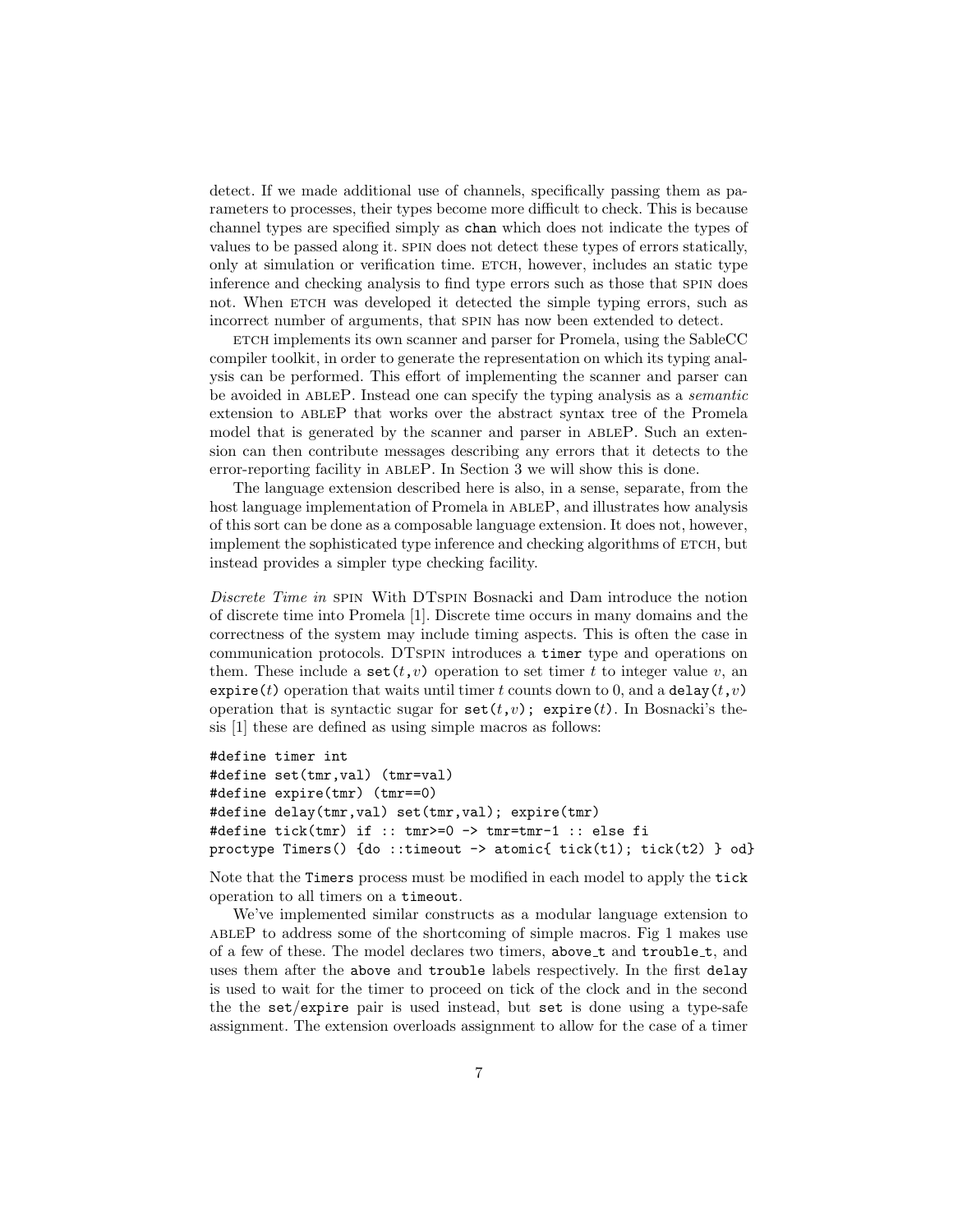detect. If we made additional use of channels, specifically passing them as parameters to processes, their types become more difficult to check. This is because channel types are specified simply as `chan` which does not indicate the types of values to be passed along it. SPIN does not detect these types of errors statically, only at simulation or verification time. ETCH, however, includes an static type inference and checking analysis to find type errors such as those that SPIN does not. When ETCH was developed it detected the simple typing errors, such as incorrect number of arguments, that SPIN has now been extended to detect.

ETCH implements its own scanner and parser for Promela, using the SableCC compiler toolkit, in order to generate the representation on which its typing analysis can be performed. This effort of implementing the scanner and parser can be avoided in ABLEP. Instead one can specify the typing analysis as a *semantic* extension to ABLEP that works over the abstract syntax tree of the Promela model that is generated by the scanner and parser in ABLEP. Such an extension can then contribute messages describing any errors that it detects to the error-reporting facility in ABLEP. In Section 3 we will show this is done.

The language extension described here is also, in a sense, separate, from the host language implementation of Promela in ABLEP, and illustrates how analysis of this sort can be done as a composable language extension. It does not, however, implement the sophisticated type inference and checking algorithms of ETCH, but instead provides a simpler type checking facility.

*Discrete Time in* SPIN With DTSPIN Bosnacki and Dam introduce the notion of discrete time into Promela [1]. Discrete time occurs in many domains and the correctness of the system may include timing aspects. This is often the case in communication protocols. DTSPIN introduces a `timer` type and operations on them. These include a `set`($t$,$v$) operation to set timer $t$ to integer value $v$, an `expire`($t$) operation that waits until timer $t$ counts down to 0, and a `delay`($t$,$v$) operation that is syntactic sugar for `set`($t$,$v$)`; expire`($t$). In Bosnacki's thesis [1] these are defined as using simple macros as follows:

```
#define timer int
#define set(tmr,val) (tmr=val)
#define expire(tmr) (tmr==0)
#define delay(tmr,val) set(tmr,val); expire(tmr)
#define tick(tmr) if :: tmr>=0 -> tmr=tmr-1 :: else fi
proctype Timers() {do ::timeout -> atomic{ tick(t1); tick(t2) } od}
```

Note that the `Timers` process must be modified in each model to apply the `tick` operation to all timers on a `timeout`.

We've implemented similar constructs as a modular language extension to ABLEP to address some of the shortcoming of simple macros. Fig 1 makes use of a few of these. The model declares two timers, `above_t` and `trouble_t`, and uses them after the `above` and `trouble` labels respectively. In the first `delay` is used to wait for the timer to proceed on tick of the clock and in the second the the `set`/`expire` pair is used instead, but `set` is done using a type-safe assignment. The extension overloads assignment to allow for the case of a timer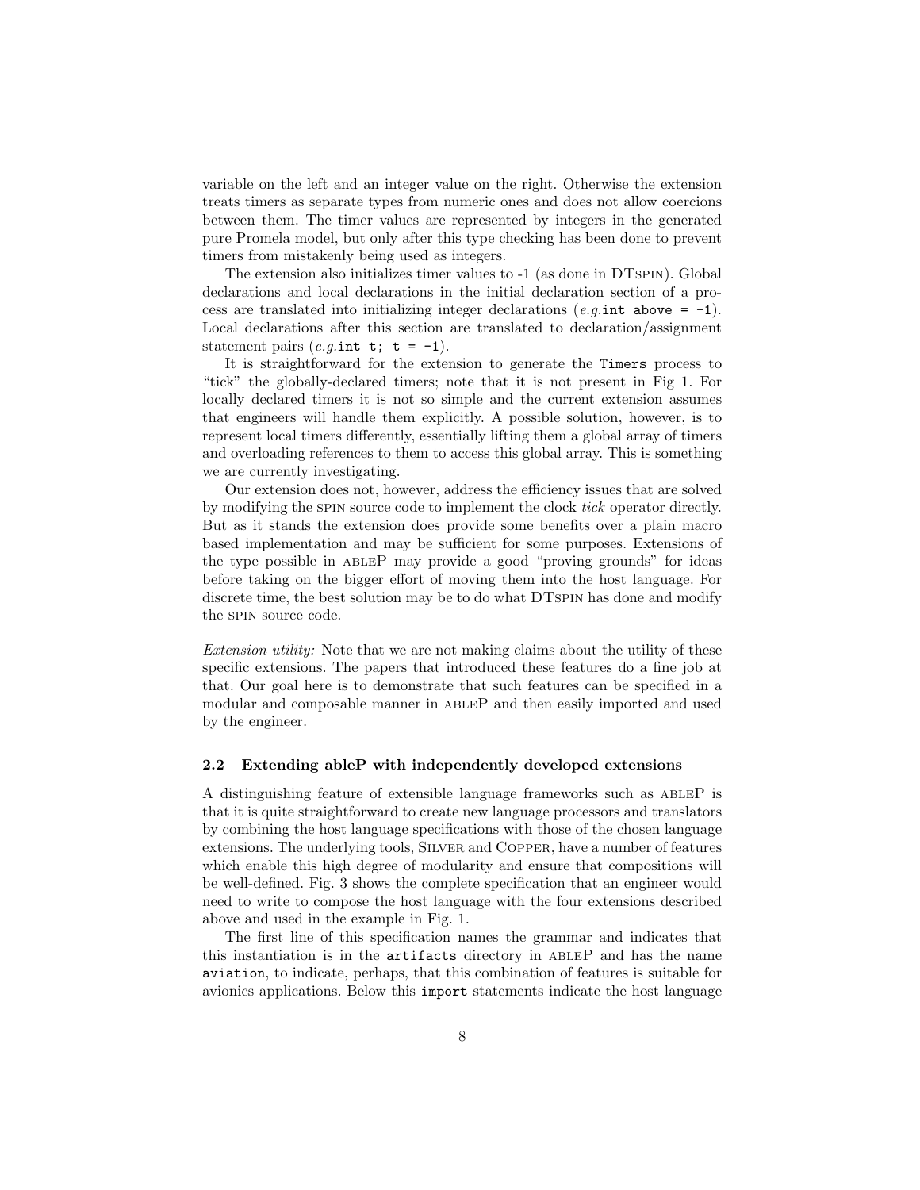variable on the left and an integer value on the right. Otherwise the extension treats timers as separate types from numeric ones and does not allow coercions between them. The timer values are represented by integers in the generated pure Promela model, but only after this type checking has been done to prevent timers from mistakenly being used as integers.

The extension also initializes timer values to -1 (as done in DTSPIN). Global declarations and local declarations in the initial declaration section of a process are translated into initializing integer declarations (*e.g.*`int above = -1`). Local declarations after this section are translated to declaration/assignment statement pairs (*e.g.*`int t; t = -1`).

It is straightforward for the extension to generate the `Timers` process to "tick" the globally-declared timers; note that it is not present in Fig 1. For locally declared timers it is not so simple and the current extension assumes that engineers will handle them explicitly. A possible solution, however, is to represent local timers differently, essentially lifting them a global array of timers and overloading references to them to access this global array. This is something we are currently investigating.

Our extension does not, however, address the efficiency issues that are solved by modifying the SPIN source code to implement the clock *tick* operator directly. But as it stands the extension does provide some benefits over a plain macro based implementation and may be sufficient for some purposes. Extensions of the type possible in ABLEP may provide a good "proving grounds" for ideas before taking on the bigger effort of moving them into the host language. For discrete time, the best solution may be to do what DTSPIN has done and modify the SPIN source code.

*Extension utility:* Note that we are not making claims about the utility of these specific extensions. The papers that introduced these features do a fine job at that. Our goal here is to demonstrate that such features can be specified in a modular and composable manner in ABLEP and then easily imported and used by the engineer.

### 2.2 Extending ableP with independently developed extensions

A distinguishing feature of extensible language frameworks such as ABLEP is that it is quite straightforward to create new language processors and translators by combining the host language specifications with those of the chosen language extensions. The underlying tools, SILVER and COPPER, have a number of features which enable this high degree of modularity and ensure that compositions will be well-defined. Fig. 3 shows the complete specification that an engineer would need to write to compose the host language with the four extensions described above and used in the example in Fig. 1.

The first line of this specification names the grammar and indicates that this instantiation is in the `artifacts` directory in ABLEP and has the name `aviation`, to indicate, perhaps, that this combination of features is suitable for avionics applications. Below this `import` statements indicate the host language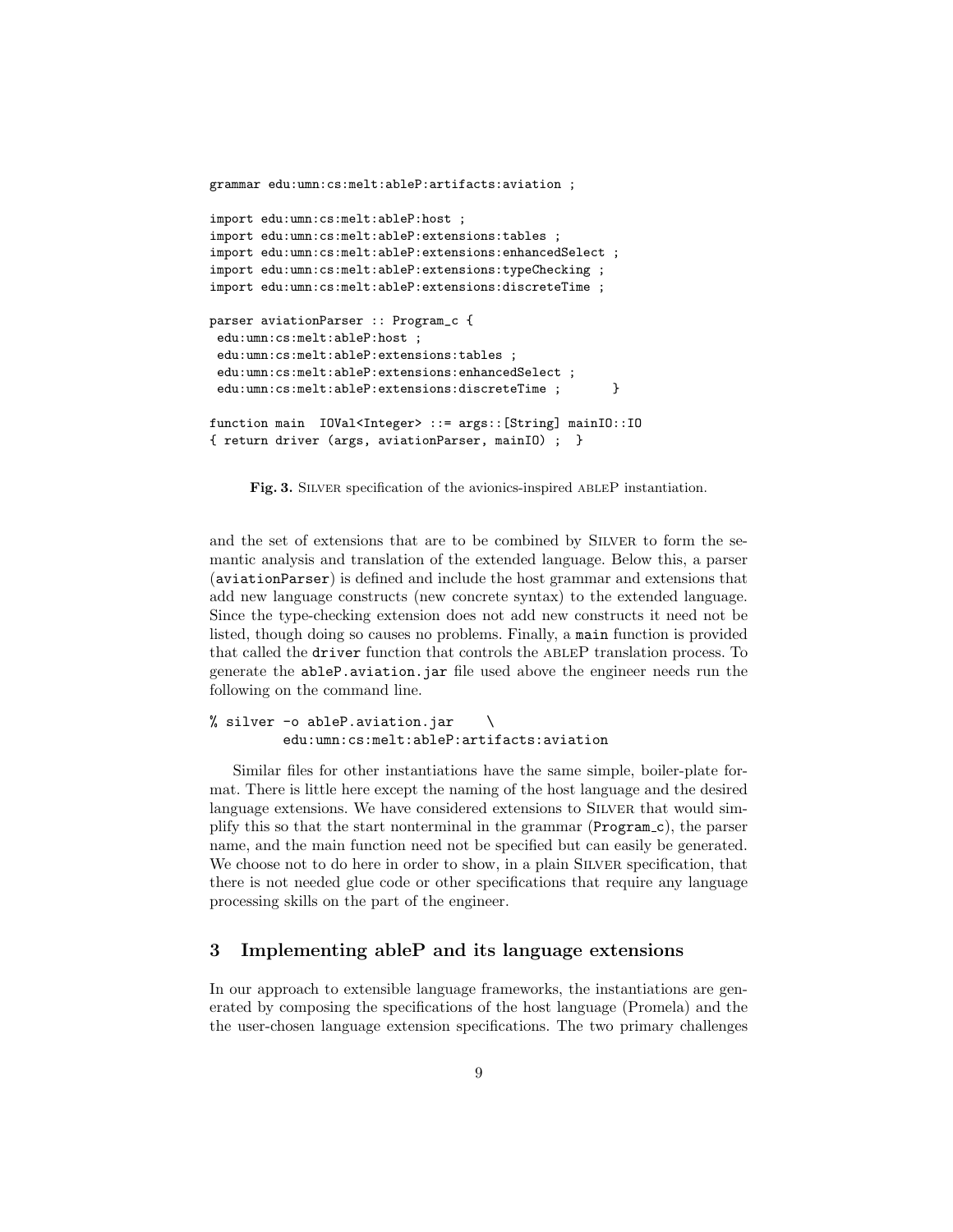```
grammar edu:umn:cs:melt:ableP:artifacts:aviation ;

import edu:umn:cs:melt:ableP:host ;
import edu:umn:cs:melt:ableP:extensions:tables ;
import edu:umn:cs:melt:ableP:extensions:enhancedSelect ;
import edu:umn:cs:melt:ableP:extensions:typeChecking ;
import edu:umn:cs:melt:ableP:extensions:discreteTime ;

parser aviationParser :: Program_c {
 edu:umn:cs:melt:ableP:host ;
 edu:umn:cs:melt:ableP:extensions:tables ;
 edu:umn:cs:melt:ableP:extensions:enhancedSelect ;
 edu:umn:cs:melt:ableP:extensions:discreteTime ;       }

function main  IOVal<Integer> ::= args::[String] mainIO::IO
{ return driver (args, aviationParser, mainIO) ;  }
```

**Fig. 3.** SILVER specification of the avionics-inspired ABLEP instantiation.

and the set of extensions that are to be combined by SILVER to form the semantic analysis and translation of the extended language. Below this, a parser (`aviationParser`) is defined and include the host grammar and extensions that add new language constructs (new concrete syntax) to the extended language. Since the type-checking extension does not add new constructs it need not be listed, though doing so causes no problems. Finally, a `main` function is provided that called the `driver` function that controls the ABLEP translation process. To generate the `ableP.aviation.jar` file used above the engineer needs run the following on the command line.

```
% silver -o ableP.aviation.jar    \
         edu:umn:cs:melt:ableP:artifacts:aviation
```

Similar files for other instantiations have the same simple, boiler-plate format. There is little here except the naming of the host language and the desired language extensions. We have considered extensions to SILVER that would simplify this so that the start nonterminal in the grammar (`Program_c`), the parser name, and the main function need not be specified but can easily be generated. We choose not to do here in order to show, in a plain SILVER specification, that there is not needed glue code or other specifications that require any language processing skills on the part of the engineer.

## 3 Implementing ableP and its language extensions

In our approach to extensible language frameworks, the instantiations are generated by composing the specifications of the host language (Promela) and the the user-chosen language extension specifications. The two primary challenges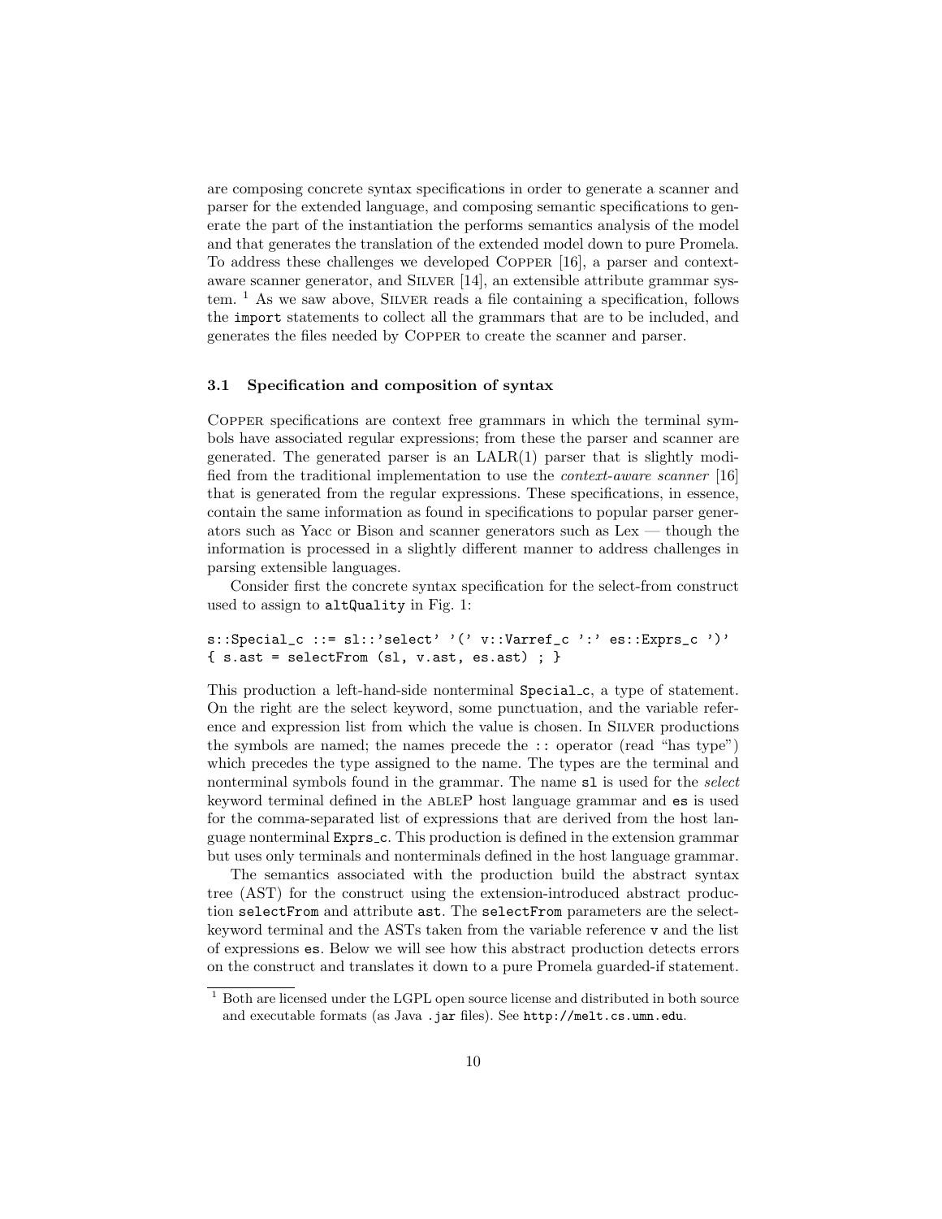are composing concrete syntax specifications in order to generate a scanner and parser for the extended language, and composing semantic specifications to generate the part of the instantiation the performs semantics analysis of the model and that generates the translation of the extended model down to pure Promela. To address these challenges we developed Copper [16], a parser and context-aware scanner generator, and Silver [14], an extensible attribute grammar system. [1] As we saw above, Silver reads a file containing a specification, follows the import statements to collect all the grammars that are to be included, and generates the files needed by Copper to create the scanner and parser.

### 3.1 Specification and composition of syntax

Copper specifications are context free grammars in which the terminal symbols have associated regular expressions; from these the parser and scanner are generated. The generated parser is an LALR(1) parser that is slightly modified from the traditional implementation to use the *context-aware scanner* [16] that is generated from the regular expressions. These specifications, in essence, contain the same information as found in specifications to popular parser generators such as Yacc or Bison and scanner generators such as Lex — though the information is processed in a slightly different manner to address challenges in parsing extensible languages.

Consider first the concrete syntax specification for the select-from construct used to assign to altQuality in Fig. 1:

```
s::Special_c ::= sl::'select' '(' v::Varref_c ':' es::Exprs_c ')'
{ s.ast = selectFrom (sl, v.ast, es.ast) ; }
```

This production a left-hand-side nonterminal Special_c, a type of statement. On the right are the select keyword, some punctuation, and the variable reference and expression list from which the value is chosen. In Silver productions the symbols are named; the names precede the :: operator (read "has type") which precedes the type assigned to the name. The types are the terminal and nonterminal symbols found in the grammar. The name sl is used for the *select* keyword terminal defined in the ableP host language grammar and es is used for the comma-separated list of expressions that are derived from the host language nonterminal Exprs_c. This production is defined in the extension grammar but uses only terminals and nonterminals defined in the host language grammar.

The semantics associated with the production build the abstract syntax tree (AST) for the construct using the extension-introduced abstract production selectFrom and attribute ast. The selectFrom parameters are the select-keyword terminal and the ASTs taken from the variable reference v and the list of expressions es. Below we will see how this abstract production detects errors on the construct and translates it down to a pure Promela guarded-if statement.

[1] Both are licensed under the LGPL open source license and distributed in both source and executable formats (as Java .jar files). See http://melt.cs.umn.edu.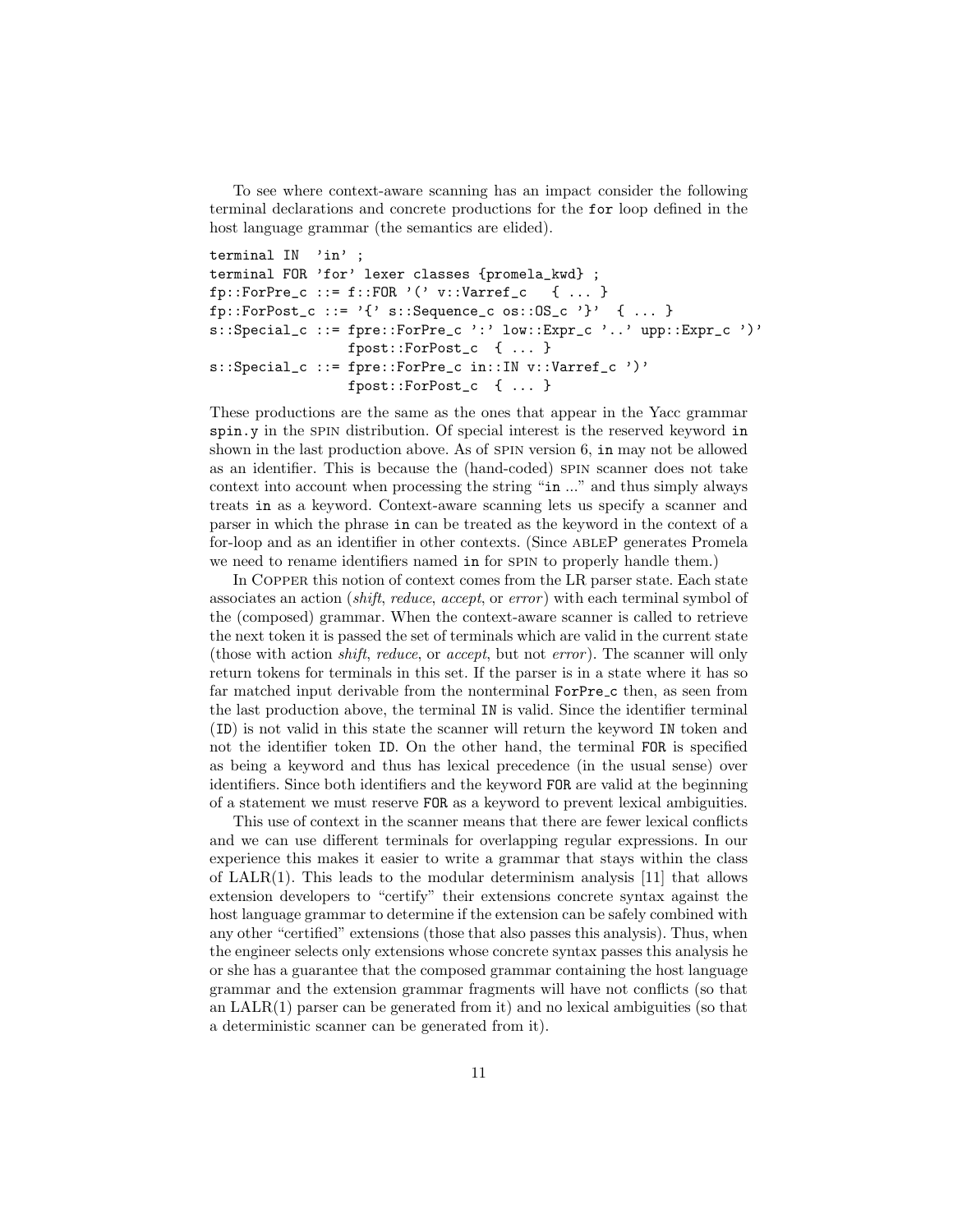To see where context-aware scanning has an impact consider the following terminal declarations and concrete productions for the `for` loop defined in the host language grammar (the semantics are elided).

```
terminal IN  'in' ;
terminal FOR 'for' lexer classes {promela_kwd} ;
fp::ForPre_c ::= f::FOR '(' v::Varref_c   { ... }
fp::ForPost_c ::= '{' s::Sequence_c os::OS_c '}'  { ... }
s::Special_c ::= fpre::ForPre_c ':' low::Expr_c '..' upp::Expr_c ')'
                 fpost::ForPost_c  { ... }
s::Special_c ::= fpre::ForPre_c in::IN v::Varref_c ')'
                 fpost::ForPost_c  { ... }
```

These productions are the same as the ones that appear in the Yacc grammar `spin.y` in the SPIN distribution. Of special interest is the reserved keyword `in` shown in the last production above. As of SPIN version 6, `in` may not be allowed as an identifier. This is because the (hand-coded) SPIN scanner does not take context into account when processing the string "`in` ..." and thus simply always treats `in` as a keyword. Context-aware scanning lets us specify a scanner and parser in which the phrase `in` can be treated as the keyword in the context of a for-loop and as an identifier in other contexts. (Since ABLEP generates Promela we need to rename identifiers named `in` for SPIN to properly handle them.)

In COPPER this notion of context comes from the LR parser state. Each state associates an action (*shift*, *reduce*, *accept*, or *error*) with each terminal symbol of the (composed) grammar. When the context-aware scanner is called to retrieve the next token it is passed the set of terminals which are valid in the current state (those with action *shift*, *reduce*, or *accept*, but not *error*). The scanner will only return tokens for terminals in this set. If the parser is in a state where it has so far matched input derivable from the nonterminal `ForPre_c` then, as seen from the last production above, the terminal `IN` is valid. Since the identifier terminal (`ID`) is not valid in this state the scanner will return the keyword `IN` token and not the identifier token `ID`. On the other hand, the terminal `FOR` is specified as being a keyword and thus has lexical precedence (in the usual sense) over identifiers. Since both identifiers and the keyword `FOR` are valid at the beginning of a statement we must reserve `FOR` as a keyword to prevent lexical ambiguities.

This use of context in the scanner means that there are fewer lexical conflicts and we can use different terminals for overlapping regular expressions. In our experience this makes it easier to write a grammar that stays within the class of LALR(1). This leads to the modular determinism analysis [11] that allows extension developers to "certify" their extensions concrete syntax against the host language grammar to determine if the extension can be safely combined with any other "certified" extensions (those that also passes this analysis). Thus, when the engineer selects only extensions whose concrete syntax passes this analysis he or she has a guarantee that the composed grammar containing the host language grammar and the extension grammar fragments will have not conflicts (so that an LALR(1) parser can be generated from it) and no lexical ambiguities (so that a deterministic scanner can be generated from it).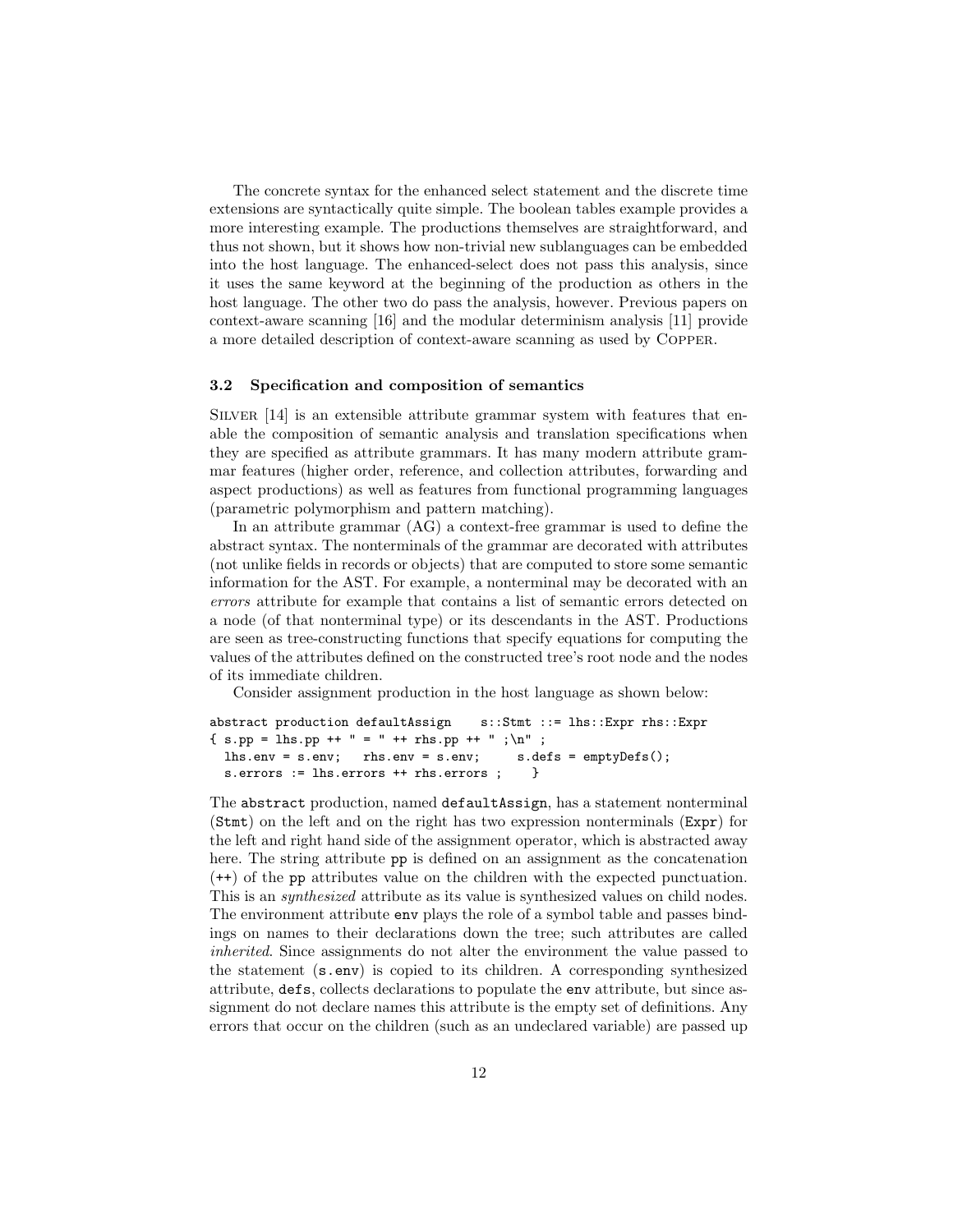The concrete syntax for the enhanced select statement and the discrete time extensions are syntactically quite simple. The boolean tables example provides a more interesting example. The productions themselves are straightforward, and thus not shown, but it shows how non-trivial new sublanguages can be embedded into the host language. The enhanced-select does not pass this analysis, since it uses the same keyword at the beginning of the production as others in the host language. The other two do pass the analysis, however. Previous papers on context-aware scanning [16] and the modular determinism analysis [11] provide a more detailed description of context-aware scanning as used by Copper.

### 3.2 Specification and composition of semantics

Silver [14] is an extensible attribute grammar system with features that enable the composition of semantic analysis and translation specifications when they are specified as attribute grammars. It has many modern attribute grammar features (higher order, reference, and collection attributes, forwarding and aspect productions) as well as features from functional programming languages (parametric polymorphism and pattern matching).

In an attribute grammar (AG) a context-free grammar is used to define the abstract syntax. The nonterminals of the grammar are decorated with attributes (not unlike fields in records or objects) that are computed to store some semantic information for the AST. For example, a nonterminal may be decorated with an *errors* attribute for example that contains a list of semantic errors detected on a node (of that nonterminal type) or its descendants in the AST. Productions are seen as tree-constructing functions that specify equations for computing the values of the attributes defined on the constructed tree's root node and the nodes of its immediate children.

Consider assignment production in the host language as shown below:

```
abstract production defaultAssign    s::Stmt ::= lhs::Expr rhs::Expr
{ s.pp = lhs.pp ++ " = " ++ rhs.pp ++ " ;\n" ;
  lhs.env = s.env;   rhs.env = s.env;     s.defs = emptyDefs();
  s.errors := lhs.errors ++ rhs.errors ;    }
```

The abstract production, named defaultAssign, has a statement nonterminal (Stmt) on the left and on the right has two expression nonterminals (Expr) for the left and right hand side of the assignment operator, which is abstracted away here. The string attribute pp is defined on an assignment as the concatenation (++) of the pp attributes value on the children with the expected punctuation. This is an *synthesized* attribute as its value is synthesized values on child nodes. The environment attribute env plays the role of a symbol table and passes bindings on names to their declarations down the tree; such attributes are called *inherited*. Since assignments do not alter the environment the value passed to the statement (s.env) is copied to its children. A corresponding synthesized attribute, defs, collects declarations to populate the env attribute, but since assignment do not declare names this attribute is the empty set of definitions. Any errors that occur on the children (such as an undeclared variable) are passed up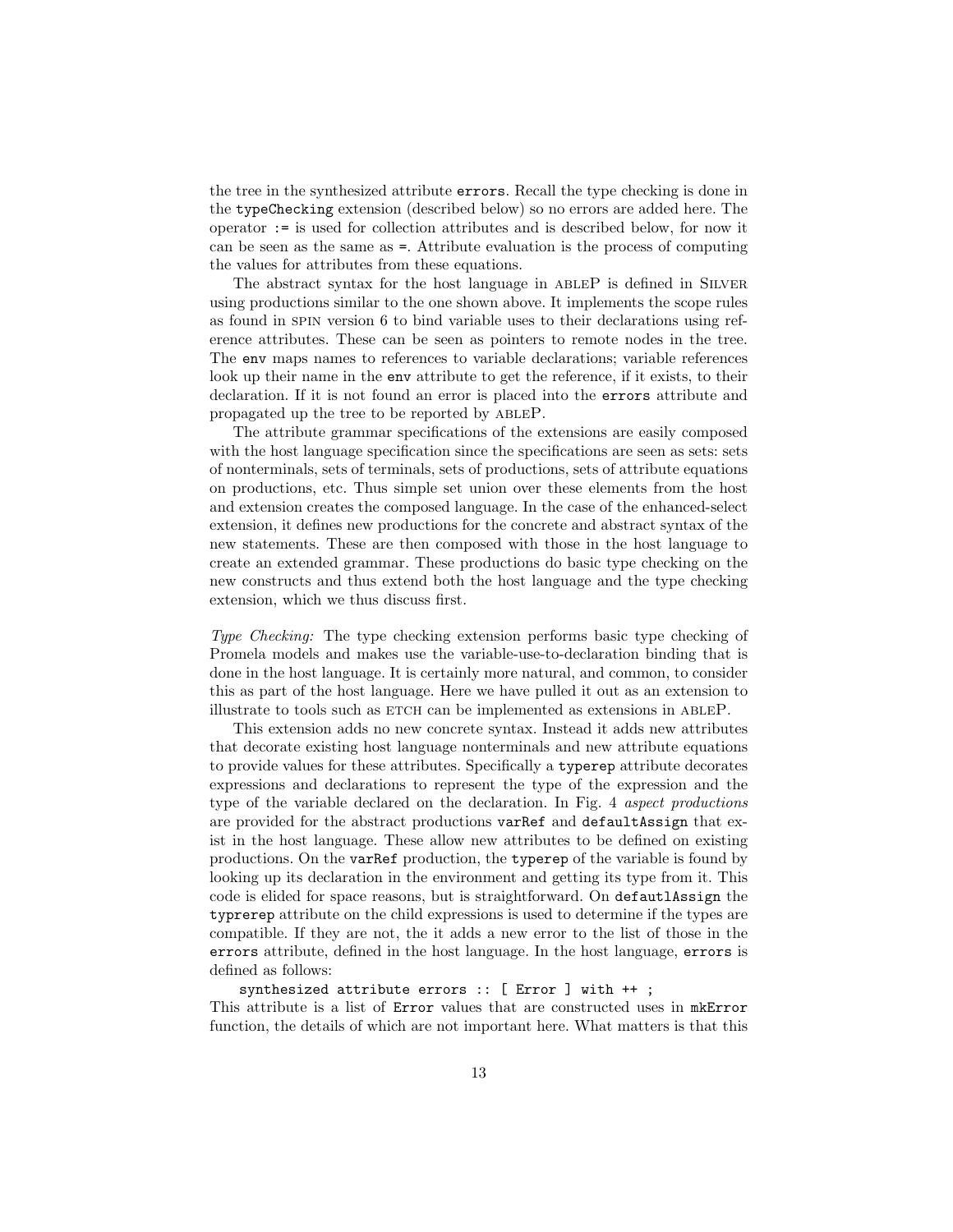the tree in the synthesized attribute `errors`. Recall the type checking is done in the `typeChecking` extension (described below) so no errors are added here. The operator `:=` is used for collection attributes and is described below, for now it can be seen as the same as `=`. Attribute evaluation is the process of computing the values for attributes from these equations.

The abstract syntax for the host language in ableP is defined in Silver using productions similar to the one shown above. It implements the scope rules as found in spin version 6 to bind variable uses to their declarations using reference attributes. These can be seen as pointers to remote nodes in the tree. The `env` maps names to references to variable declarations; variable references look up their name in the `env` attribute to get the reference, if it exists, to their declaration. If it is not found an error is placed into the `errors` attribute and propagated up the tree to be reported by ableP.

The attribute grammar specifications of the extensions are easily composed with the host language specification since the specifications are seen as sets: sets of nonterminals, sets of terminals, sets of productions, sets of attribute equations on productions, etc. Thus simple set union over these elements from the host and extension creates the composed language. In the case of the enhanced-select extension, it defines new productions for the concrete and abstract syntax of the new statements. These are then composed with those in the host language to create an extended grammar. These productions do basic type checking on the new constructs and thus extend both the host language and the type checking extension, which we thus discuss first.

*Type Checking:* The type checking extension performs basic type checking of Promela models and makes use the variable-use-to-declaration binding that is done in the host language. It is certainly more natural, and common, to consider this as part of the host language. Here we have pulled it out as an extension to illustrate to tools such as etch can be implemented as extensions in ableP.

This extension adds no new concrete syntax. Instead it adds new attributes that decorate existing host language nonterminals and new attribute equations to provide values for these attributes. Specifically a `typerep` attribute decorates expressions and declarations to represent the type of the expression and the type of the variable declared on the declaration. In Fig. 4 *aspect productions* are provided for the abstract productions `varRef` and `defaultAssign` that exist in the host language. These allow new attributes to be defined on existing productions. On the `varRef` production, the `typerep` of the variable is found by looking up its declaration in the environment and getting its type from it. This code is elided for space reasons, but is straightforward. On `defautlAssign` the `typrerep` attribute on the child expressions is used to determine if the types are compatible. If they are not, the it adds a new error to the list of those in the `errors` attribute, defined in the host language. In the host language, `errors` is defined as follows:

```
synthesized attribute errors :: [ Error ] with ++ ;
```

This attribute is a list of `Error` values that are constructed uses in `mkError` function, the details of which are not important here. What matters is that this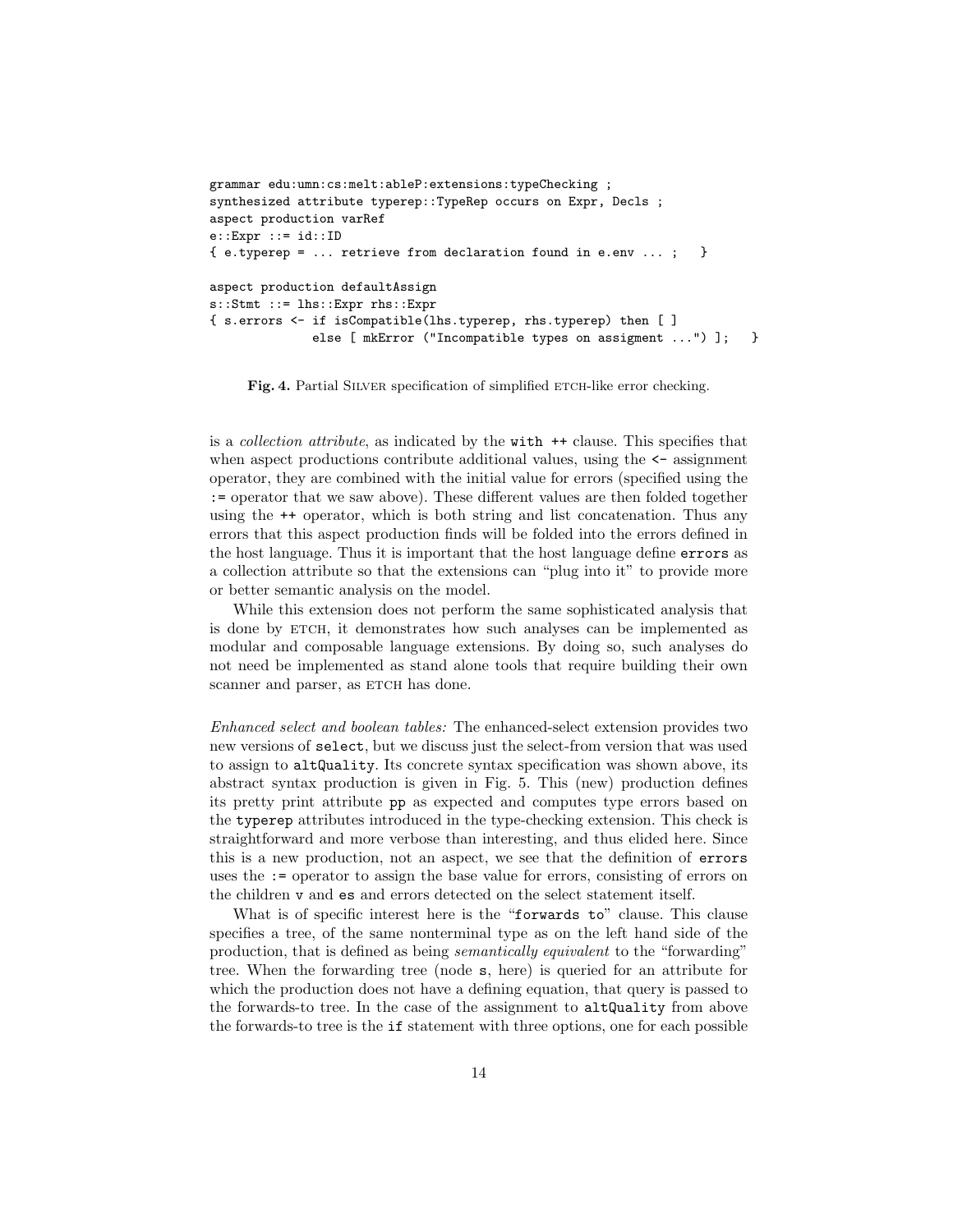```
grammar edu:umn:cs:melt:ableP:extensions:typeChecking ;
synthesized attribute typerep::TypeRep occurs on Expr, Decls ;
aspect production varRef
e::Expr ::= id::ID
{ e.typerep = ... retrieve from declaration found in e.env ... ;   }

aspect production defaultAssign
s::Stmt ::= lhs::Expr rhs::Expr
{ s.errors <- if isCompatible(lhs.typerep, rhs.typerep) then [ ]
              else [ mkError ("Incompatible types on assigment ...") ];   }
```

**Fig. 4.** Partial SILVER specification of simplified ETCH-like error checking.

is a *collection attribute*, as indicated by the `with ++` clause. This specifies that when aspect productions contribute additional values, using the `<-` assignment operator, they are combined with the initial value for errors (specified using the `:=` operator that we saw above). These different values are then folded together using the `++` operator, which is both string and list concatenation. Thus any errors that this aspect production finds will be folded into the errors defined in the host language. Thus it is important that the host language define `errors` as a collection attribute so that the extensions can "plug into it" to provide more or better semantic analysis on the model.

While this extension does not perform the same sophisticated analysis that is done by ETCH, it demonstrates how such analyses can be implemented as modular and composable language extensions. By doing so, such analyses do not need be implemented as stand alone tools that require building their own scanner and parser, as ETCH has done.

*Enhanced select and boolean tables:* The enhanced-select extension provides two new versions of `select`, but we discuss just the select-from version that was used to assign to `altQuality`. Its concrete syntax specification was shown above, its abstract syntax production is given in Fig. 5. This (new) production defines its pretty print attribute `pp` as expected and computes type errors based on the `typerep` attributes introduced in the type-checking extension. This check is straightforward and more verbose than interesting, and thus elided here. Since this is a new production, not an aspect, we see that the definition of `errors` uses the `:=` operator to assign the base value for errors, consisting of errors on the children `v` and `es` and errors detected on the select statement itself.

What is of specific interest here is the "`forwards to`" clause. This clause specifies a tree, of the same nonterminal type as on the left hand side of the production, that is defined as being *semantically equivalent* to the "forwarding" tree. When the forwarding tree (node `s`, here) is queried for an attribute for which the production does not have a defining equation, that query is passed to the forwards-to tree. In the case of the assignment to `altQuality` from above the forwards-to tree is the `if` statement with three options, one for each possible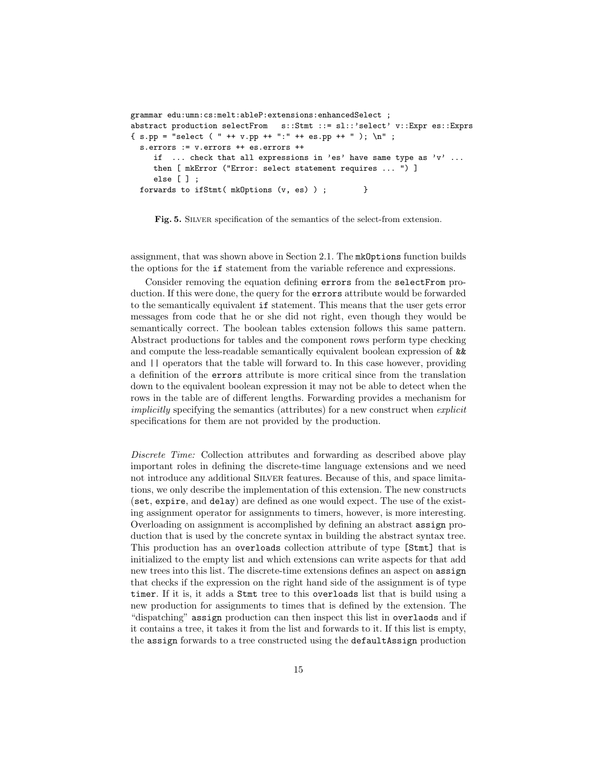```
grammar edu:umn:cs:melt:ableP:extensions:enhancedSelect ;
abstract production selectFrom   s::Stmt ::= sl::'select' v::Expr es::Exprs
{ s.pp = "select ( " ++ v.pp ++ ":" ++ es.pp ++ " ); \n" ;
  s.errors := v.errors ++ es.errors ++
     if  ... check that all expressions in 'es' have same type as 'v' ...
     then [ mkError ("Error: select statement requires ... ") ]
     else [ ] ;
  forwards to ifStmt( mkOptions (v, es) ) ;        }
```

**Fig. 5.** Silver specification of the semantics of the select-from extension.

assignment, that was shown above in Section 2.1. The `mkOptions` function builds the options for the `if` statement from the variable reference and expressions.

Consider removing the equation defining `errors` from the `selectFrom` production. If this were done, the query for the `errors` attribute would be forwarded to the semantically equivalent `if` statement. This means that the user gets error messages from code that he or she did not right, even though they would be semantically correct. The boolean tables extension follows this same pattern. Abstract productions for tables and the component rows perform type checking and compute the less-readable semantically equivalent boolean expression of `&&` and `||` operators that the table will forward to. In this case however, providing a definition of the `errors` attribute is more critical since from the translation down to the equivalent boolean expression it may not be able to detect when the rows in the table are of different lengths. Forwarding provides a mechanism for *implicitly* specifying the semantics (attributes) for a new construct when *explicit* specifications for them are not provided by the production.

*Discrete Time:* Collection attributes and forwarding as described above play important roles in defining the discrete-time language extensions and we need not introduce any additional Silver features. Because of this, and space limitations, we only describe the implementation of this extension. The new constructs (`set`, `expire`, and `delay`) are defined as one would expect. The use of the existing assignment operator for assignments to timers, however, is more interesting. Overloading on assignment is accomplished by defining an abstract `assign` production that is used by the concrete syntax in building the abstract syntax tree. This production has an `overloads` collection attribute of type `[Stmt]` that is initialized to the empty list and which extensions can write aspects for that add new trees into this list. The discrete-time extensions defines an aspect on `assign` that checks if the expression on the right hand side of the assignment is of type `timer`. If it is, it adds a `Stmt` tree to this `overloads` list that is build using a new production for assignments to times that is defined by the extension. The "dispatching" `assign` production can then inspect this list in `overlaods` and if it contains a tree, it takes it from the list and forwards to it. If this list is empty, the `assign` forwards to a tree constructed using the `defaultAssign` production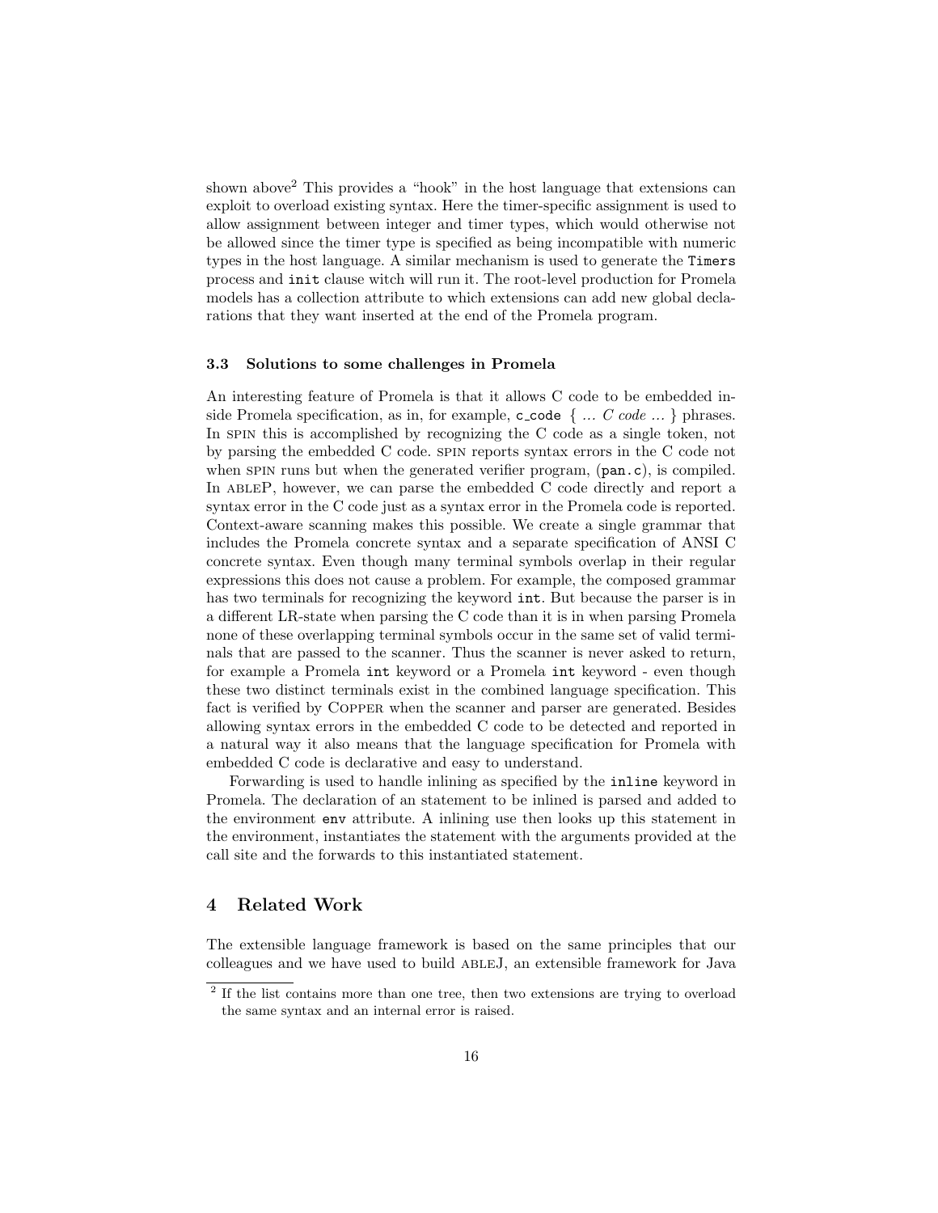shown above[2] This provides a "hook" in the host language that extensions can exploit to overload existing syntax. Here the timer-specific assignment is used to allow assignment between integer and timer types, which would otherwise not be allowed since the timer type is specified as being incompatible with numeric types in the host language. A similar mechanism is used to generate the `Timers` process and `init` clause witch will run it. The root-level production for Promela models has a collection attribute to which extensions can add new global declarations that they want inserted at the end of the Promela program.

### 3.3 Solutions to some challenges in Promela

An interesting feature of Promela is that it allows C code to be embedded inside Promela specification, as in, for example, `c_code` { *... C code ...* } phrases. In SPIN this is accomplished by recognizing the C code as a single token, not by parsing the embedded C code. SPIN reports syntax errors in the C code not when SPIN runs but when the generated verifier program, (`pan.c`), is compiled. In ABLEP, however, we can parse the embedded C code directly and report a syntax error in the C code just as a syntax error in the Promela code is reported. Context-aware scanning makes this possible. We create a single grammar that includes the Promela concrete syntax and a separate specification of ANSI C concrete syntax. Even though many terminal symbols overlap in their regular expressions this does not cause a problem. For example, the composed grammar has two terminals for recognizing the keyword `int`. But because the parser is in a different LR-state when parsing the C code than it is in when parsing Promela none of these overlapping terminal symbols occur in the same set of valid terminals that are passed to the scanner. Thus the scanner is never asked to return, for example a Promela `int` keyword or a Promela `int` keyword - even though these two distinct terminals exist in the combined language specification. This fact is verified by COPPER when the scanner and parser are generated. Besides allowing syntax errors in the embedded C code to be detected and reported in a natural way it also means that the language specification for Promela with embedded C code is declarative and easy to understand.

Forwarding is used to handle inlining as specified by the `inline` keyword in Promela. The declaration of an statement to be inlined is parsed and added to the environment `env` attribute. A inlining use then looks up this statement in the environment, instantiates the statement with the arguments provided at the call site and the forwards to this instantiated statement.

## 4 Related Work

The extensible language framework is based on the same principles that our colleagues and we have used to build ABLEJ, an extensible framework for Java

[2] If the list contains more than one tree, then two extensions are trying to overload the same syntax and an internal error is raised.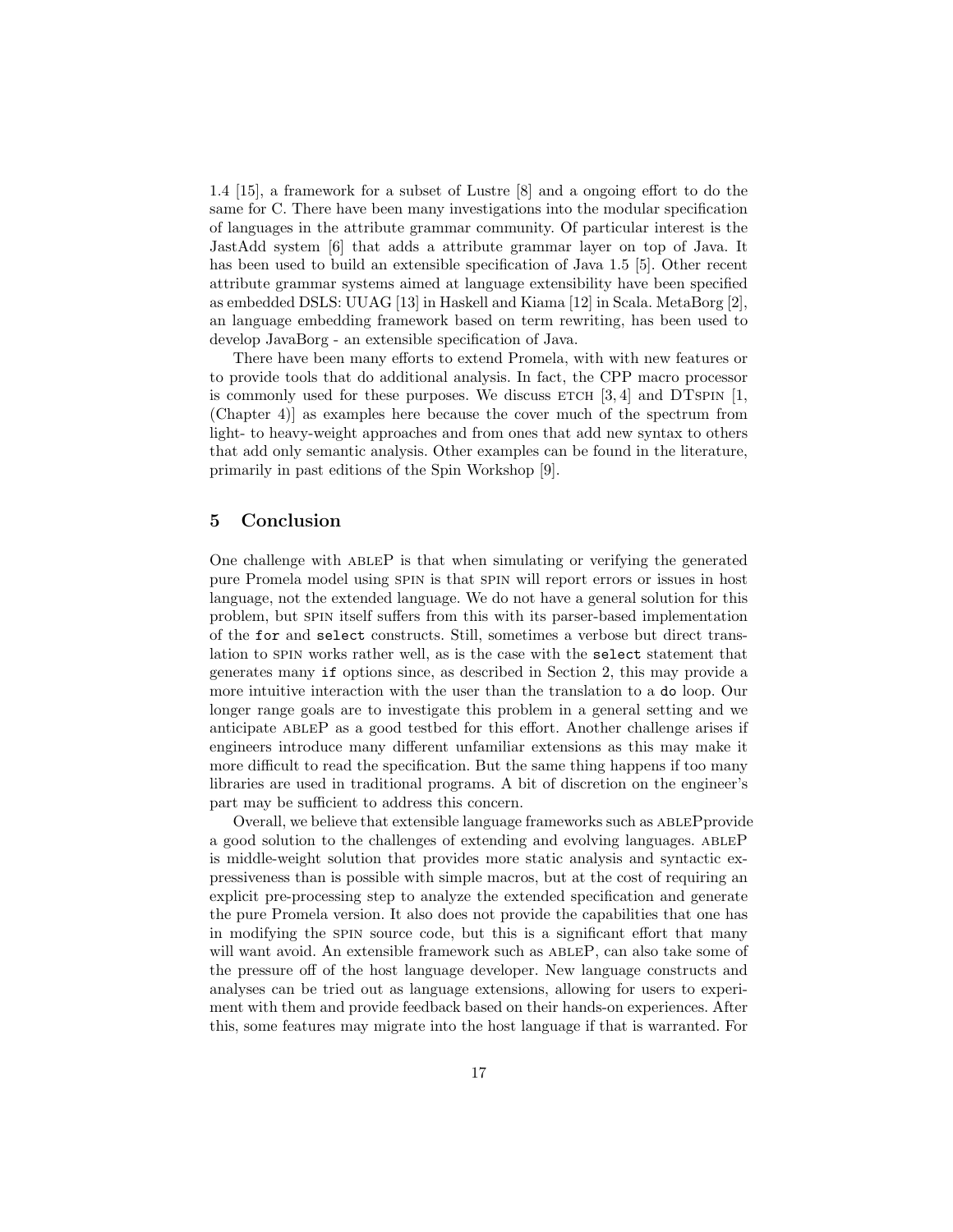1.4 [15], a framework for a subset of Lustre [8] and a ongoing effort to do the same for C. There have been many investigations into the modular specification of languages in the attribute grammar community. Of particular interest is the JastAdd system [6] that adds a attribute grammar layer on top of Java. It has been used to build an extensible specification of Java 1.5 [5]. Other recent attribute grammar systems aimed at language extensibility have been specified as embedded DSLS: UUAG [13] in Haskell and Kiama [12] in Scala. MetaBorg [2], an language embedding framework based on term rewriting, has been used to develop JavaBorg - an extensible specification of Java.

There have been many efforts to extend Promela, with with new features or to provide tools that do additional analysis. In fact, the CPP macro processor is commonly used for these purposes. We discuss ETCH [3, 4] and DTSPIN [1, (Chapter 4)] as examples here because the cover much of the spectrum from light- to heavy-weight approaches and from ones that add new syntax to others that add only semantic analysis. Other examples can be found in the literature, primarily in past editions of the Spin Workshop [9].

## 5 Conclusion

One challenge with ABLEP is that when simulating or verifying the generated pure Promela model using SPIN is that SPIN will report errors or issues in host language, not the extended language. We do not have a general solution for this problem, but SPIN itself suffers from this with its parser-based implementation of the `for` and `select` constructs. Still, sometimes a verbose but direct translation to SPIN works rather well, as is the case with the `select` statement that generates many `if` options since, as described in Section 2, this may provide a more intuitive interaction with the user than the translation to a `do` loop. Our longer range goals are to investigate this problem in a general setting and we anticipate ABLEP as a good testbed for this effort. Another challenge arises if engineers introduce many different unfamiliar extensions as this may make it more difficult to read the specification. But the same thing happens if too many libraries are used in traditional programs. A bit of discretion on the engineer's part may be sufficient to address this concern.

Overall, we believe that extensible language frameworks such as ABLEPprovide a good solution to the challenges of extending and evolving languages. ABLEP is middle-weight solution that provides more static analysis and syntactic expressiveness than is possible with simple macros, but at the cost of requiring an explicit pre-processing step to analyze the extended specification and generate the pure Promela version. It also does not provide the capabilities that one has in modifying the SPIN source code, but this is a significant effort that many will want avoid. An extensible framework such as ABLEP, can also take some of the pressure off of the host language developer. New language constructs and analyses can be tried out as language extensions, allowing for users to experiment with them and provide feedback based on their hands-on experiences. After this, some features may migrate into the host language if that is warranted. For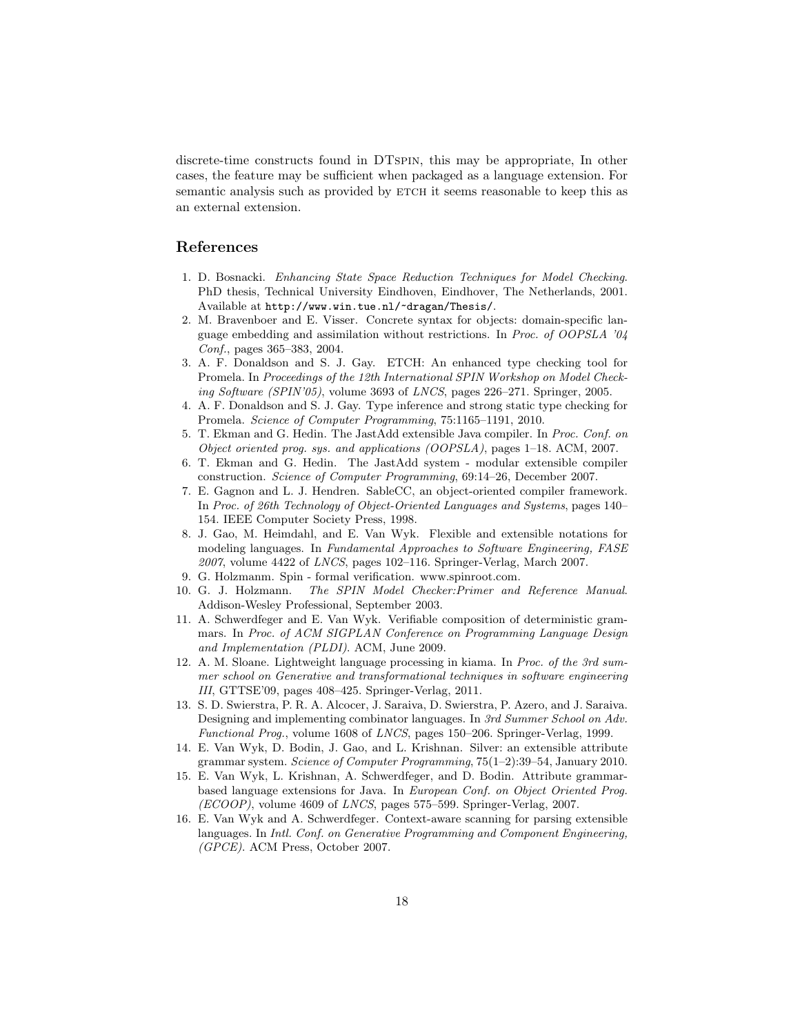discrete-time constructs found in DTSPIN, this may be appropriate, In other cases, the feature may be sufficient when packaged as a language extension. For semantic analysis such as provided by ETCH it seems reasonable to keep this as an external extension.

## References

1. D. Bosnacki. *Enhancing State Space Reduction Techniques for Model Checking*. PhD thesis, Technical University Eindhoven, Eindhover, The Netherlands, 2001. Available at `http://www.win.tue.nl/~dragan/Thesis/`.
2. M. Bravenboer and E. Visser. Concrete syntax for objects: domain-specific language embedding and assimilation without restrictions. In *Proc. of OOPSLA '04 Conf.*, pages 365–383, 2004.
3. A. F. Donaldson and S. J. Gay. ETCH: An enhanced type checking tool for Promela. In *Proceedings of the 12th International SPIN Workshop on Model Checking Software (SPIN'05)*, volume 3693 of *LNCS*, pages 226–271. Springer, 2005.
4. A. F. Donaldson and S. J. Gay. Type inference and strong static type checking for Promela. *Science of Computer Programming*, 75:1165–1191, 2010.
5. T. Ekman and G. Hedin. The JastAdd extensible Java compiler. In *Proc. Conf. on Object oriented prog. sys. and applications (OOPSLA)*, pages 1–18. ACM, 2007.
6. T. Ekman and G. Hedin. The JastAdd system - modular extensible compiler construction. *Science of Computer Programming*, 69:14–26, December 2007.
7. E. Gagnon and L. J. Hendren. SableCC, an object-oriented compiler framework. In *Proc. of 26th Technology of Object-Oriented Languages and Systems*, pages 140–154. IEEE Computer Society Press, 1998.
8. J. Gao, M. Heimdahl, and E. Van Wyk. Flexible and extensible notations for modeling languages. In *Fundamental Approaches to Software Engineering, FASE 2007*, volume 4422 of *LNCS*, pages 102–116. Springer-Verlag, March 2007.
9. G. Holzmanm. Spin - formal verification. www.spinroot.com.
10. G. J. Holzmann. *The SPIN Model Checker:Primer and Reference Manual*. Addison-Wesley Professional, September 2003.
11. A. Schwerdfeger and E. Van Wyk. Verifiable composition of deterministic grammars. In *Proc. of ACM SIGPLAN Conference on Programming Language Design and Implementation (PLDI)*. ACM, June 2009.
12. A. M. Sloane. Lightweight language processing in kiama. In *Proc. of the 3rd summer school on Generative and transformational techniques in software engineering III*, GTTSE'09, pages 408–425. Springer-Verlag, 2011.
13. S. D. Swierstra, P. R. A. Alcocer, J. Saraiva, D. Swierstra, P. Azero, and J. Saraiva. Designing and implementing combinator languages. In *3rd Summer School on Adv. Functional Prog.*, volume 1608 of *LNCS*, pages 150–206. Springer-Verlag, 1999.
14. E. Van Wyk, D. Bodin, J. Gao, and L. Krishnan. Silver: an extensible attribute grammar system. *Science of Computer Programming*, 75(1–2):39–54, January 2010.
15. E. Van Wyk, L. Krishnan, A. Schwerdfeger, and D. Bodin. Attribute grammar-based language extensions for Java. In *European Conf. on Object Oriented Prog. (ECOOP)*, volume 4609 of *LNCS*, pages 575–599. Springer-Verlag, 2007.
16. E. Van Wyk and A. Schwerdfeger. Context-aware scanning for parsing extensible languages. In *Intl. Conf. on Generative Programming and Component Engineering, (GPCE)*. ACM Press, October 2007.